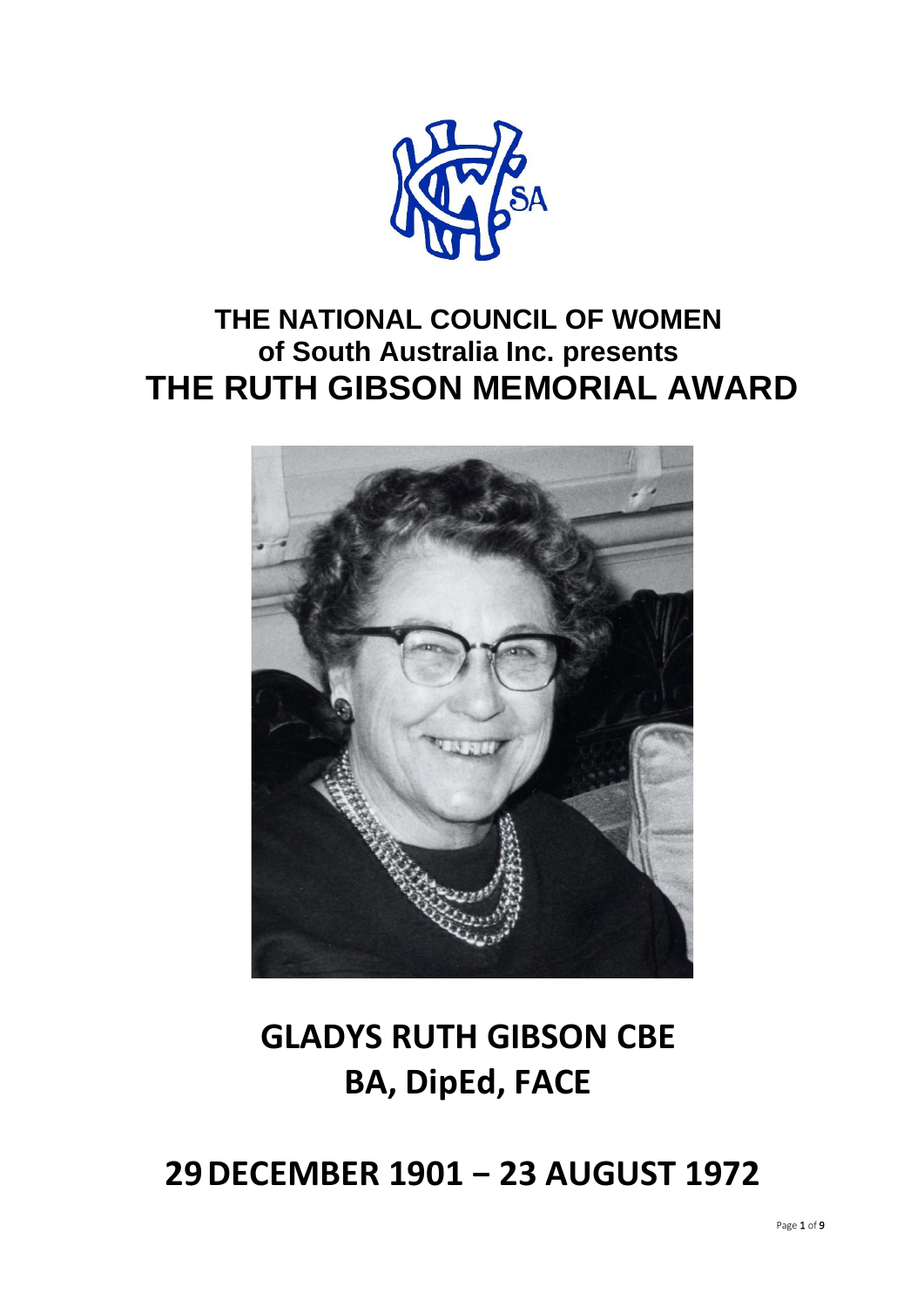# THE NATIONAL COUNCIL OF WOMEN of South Australia Inc. presents

# THE RUTH GIBSON MEMORIAL AWARD

## GLADYS RUTH GIBSON CBE BA, DipEd, FACE

## 29 DECEMBER 1901 – 23 AUGUST 1972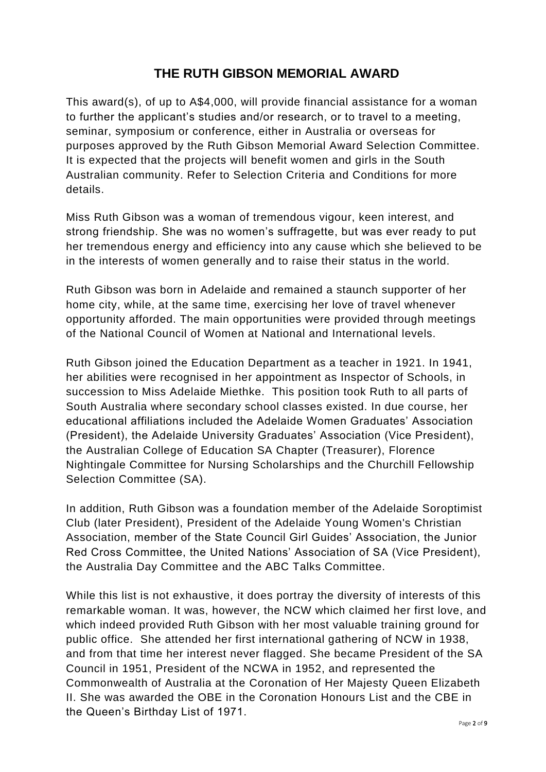# THE RUTH GIBSON MEMORIAL AWARD

This award(s), of up to A$4,000, will provide financial assistance for a woman to further the applicant's studies and/or research, or to travel to a meeting, seminar, symposium or conference, either in Australia or overseas for purposes approved by the Ruth Gibson Memorial Award Selection Committee. It is expected that the projects will benefit women and girls in the South Australian community. Refer to Selection Criteria and Conditions for more details.

Miss Ruth Gibson was a woman of tremendous vigour, keen interest, and strong friendship. She was no women's suffragette, but was ever ready to put her tremendous energy and efficiency into any cause which she believed to be in the interests of women generally and to raise their status in the world.

Ruth Gibson was born in Adelaide and remained a staunch supporter of her home city, while, at the same time, exercising her love of travel whenever opportunity afforded. The main opportunities were provided through meetings of the National Council of Women at National and International levels.

Ruth Gibson joined the Education Department as a teacher in 1921. In 1941, her abilities were recognised in her appointment as Inspector of Schools, in succession to Miss Adelaide Miethke. This position took Ruth to all parts of South Australia where secondary school classes existed. In due course, her educational affiliations included the Adelaide Women Graduates' Association (President), the Adelaide University Graduates' Association (Vice President), the Australian College of Education SA Chapter (Treasurer), Florence Nightingale Committee for Nursing Scholarships and the Churchill Fellowship Selection Committee (SA).

In addition, Ruth Gibson was a foundation member of the Adelaide Soroptimist Club (later President), President of the Adelaide Young Women's Christian Association, member of the State Council Girl Guides' Association, the Junior Red Cross Committee, the United Nations' Association of SA (Vice President), the Australia Day Committee and the ABC Talks Committee.

While this list is not exhaustive, it does portray the diversity of interests of this remarkable woman. It was, however, the NCW which claimed her first love, and which indeed provided Ruth Gibson with her most valuable training ground for public office. She attended her first international gathering of NCW in 1938, and from that time her interest never flagged. She became President of the SA Council in 1951, President of the NCWA in 1952, and represented the Commonwealth of Australia at the Coronation of Her Majesty Queen Elizabeth II. She was awarded the OBE in the Coronation Honours List and the CBE in the Queen's Birthday List of 1971.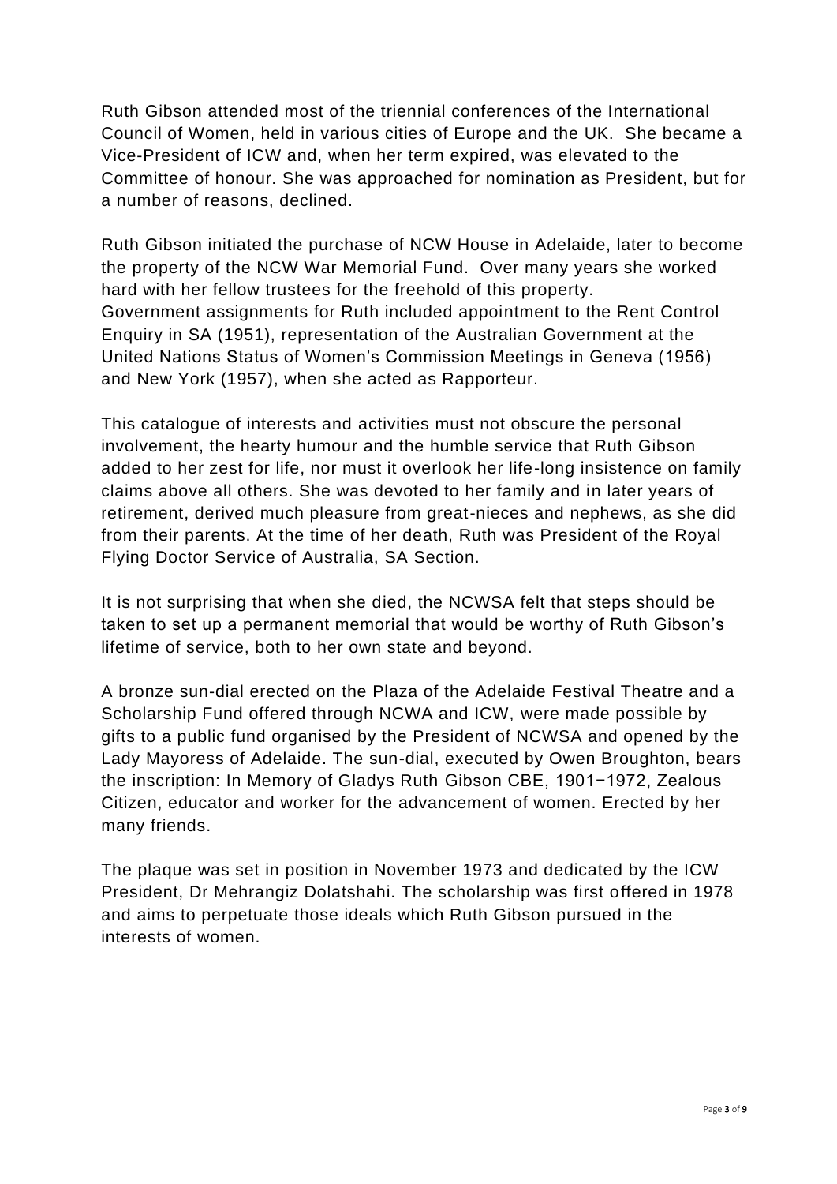Ruth Gibson attended most of the triennial conferences of the International Council of Women, held in various cities of Europe and the UK. She became a Vice-President of ICW and, when her term expired, was elevated to the Committee of honour. She was approached for nomination as President, but for a number of reasons, declined.

Ruth Gibson initiated the purchase of NCW House in Adelaide, later to become the property of the NCW War Memorial Fund. Over many years she worked hard with her fellow trustees for the freehold of this property.
Government assignments for Ruth included appointment to the Rent Control Enquiry in SA (1951), representation of the Australian Government at the United Nations Status of Women's Commission Meetings in Geneva (1956) and New York (1957), when she acted as Rapporteur.

This catalogue of interests and activities must not obscure the personal involvement, the hearty humour and the humble service that Ruth Gibson added to her zest for life, nor must it overlook her life-long insistence on family claims above all others. She was devoted to her family and in later years of retirement, derived much pleasure from great-nieces and nephews, as she did from their parents. At the time of her death, Ruth was President of the Royal Flying Doctor Service of Australia, SA Section.

It is not surprising that when she died, the NCWSA felt that steps should be taken to set up a permanent memorial that would be worthy of Ruth Gibson's lifetime of service, both to her own state and beyond.

A bronze sun-dial erected on the Plaza of the Adelaide Festival Theatre and a Scholarship Fund offered through NCWA and ICW, were made possible by gifts to a public fund organised by the President of NCWSA and opened by the Lady Mayoress of Adelaide. The sun-dial, executed by Owen Broughton, bears the inscription: In Memory of Gladys Ruth Gibson CBE, 1901−1972, Zealous Citizen, educator and worker for the advancement of women. Erected by her many friends.

The plaque was set in position in November 1973 and dedicated by the ICW President, Dr Mehrangiz Dolatshahi. The scholarship was first offered in 1978 and aims to perpetuate those ideals which Ruth Gibson pursued in the interests of women.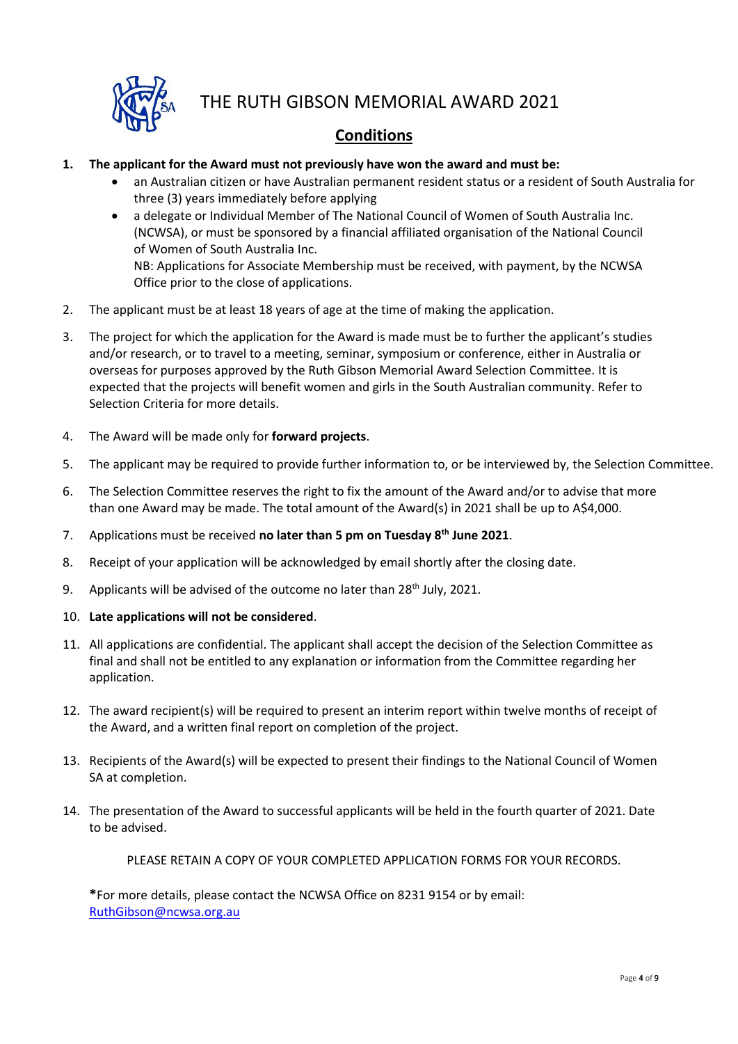# THE RUTH GIBSON MEMORIAL AWARD 2021

## Conditions

1. **The applicant for the Award must not previously have won the award and must be:**
   - an Australian citizen or have Australian permanent resident status or a resident of South Australia for three (3) years immediately before applying
   - a delegate or Individual Member of The National Council of Women of South Australia Inc. (NCWSA), or must be sponsored by a financial affiliated organisation of the National Council of Women of South Australia Inc.

     NB: Applications for Associate Membership must be received, with payment, by the NCWSA Office prior to the close of applications.
2. The applicant must be at least 18 years of age at the time of making the application.
3. The project for which the application for the Award is made must be to further the applicant's studies and/or research, or to travel to a meeting, seminar, symposium or conference, either in Australia or overseas for purposes approved by the Ruth Gibson Memorial Award Selection Committee. It is expected that the projects will benefit women and girls in the South Australian community. Refer to Selection Criteria for more details.
4. The Award will be made only for **forward projects**.
5. The applicant may be required to provide further information to, or be interviewed by, the Selection Committee.
6. The Selection Committee reserves the right to fix the amount of the Award and/or to advise that more than one Award may be made. The total amount of the Award(s) in 2021 shall be up to A$4,000.
7. Applications must be received **no later than 5 pm on Tuesday 8th June 2021**.
8. Receipt of your application will be acknowledged by email shortly after the closing date.
9. Applicants will be advised of the outcome no later than 28th July, 2021.
10. **Late applications will not be considered**.
11. All applications are confidential. The applicant shall accept the decision of the Selection Committee as final and shall not be entitled to any explanation or information from the Committee regarding her application.
12. The award recipient(s) will be required to present an interim report within twelve months of receipt of the Award, and a written final report on completion of the project.
13. Recipients of the Award(s) will be expected to present their findings to the National Council of Women SA at completion.
14. The presentation of the Award to successful applicants will be held in the fourth quarter of 2021. Date to be advised.

PLEASE RETAIN A COPY OF YOUR COMPLETED APPLICATION FORMS FOR YOUR RECORDS.

**\***For more details, please contact the NCWSA Office on 8231 9154 or by email: RuthGibson@ncwsa.org.au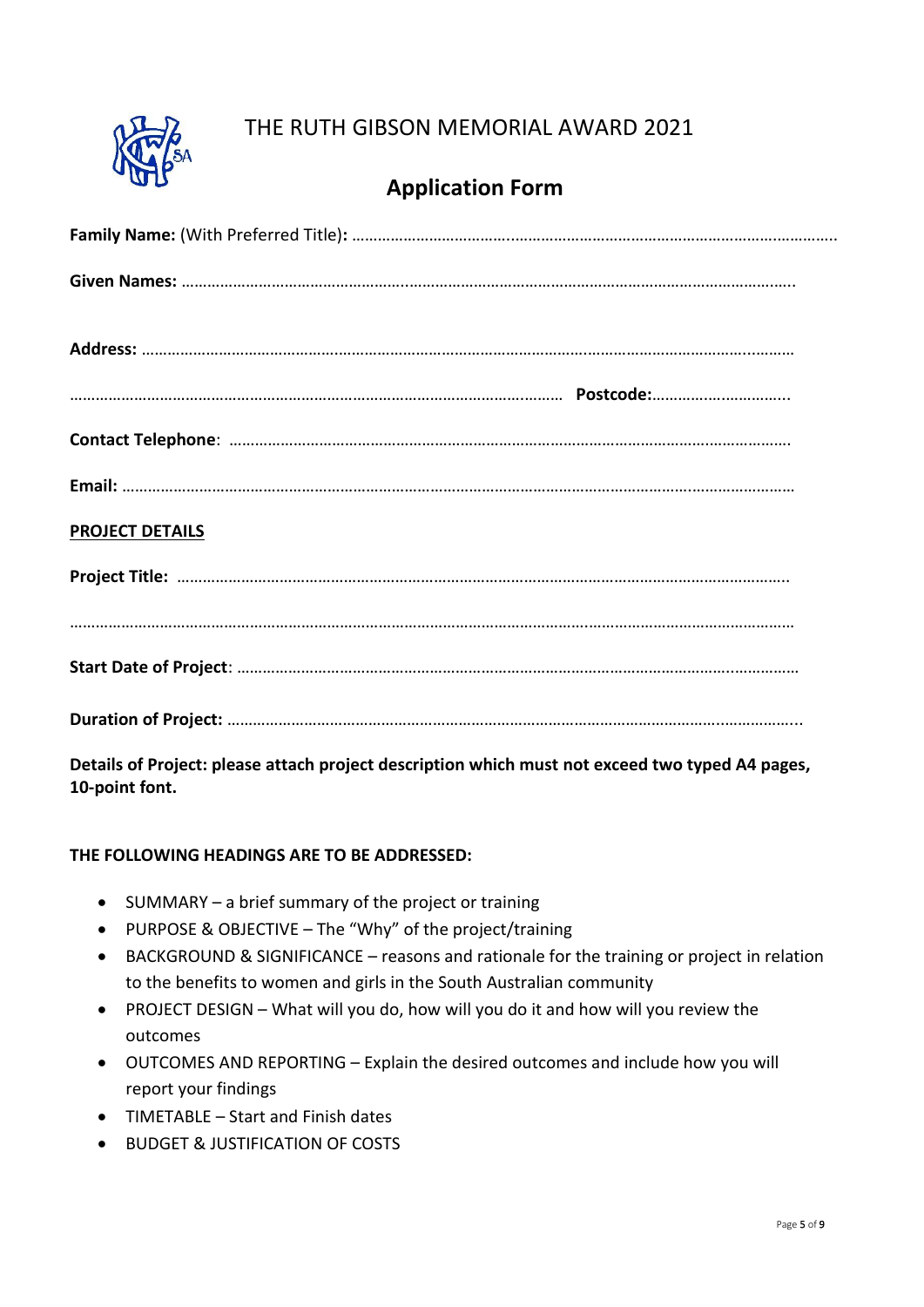# THE RUTH GIBSON MEMORIAL AWARD 2021

## Application Form

**Family Name:** (With Preferred Title)**:** …………………………………………………………………………………………………………..

**Given Names:** ………………………………………………………………………………………………………………………………..

**Address:** ……………………………………………………………………………………………………………………………………….

…………………………………………………………………………………………………………… **Postcode:**…………………………..

**Contact Telephone**: …………………………………………………………………………………………………………………………

**Email:** ……………………………………………………………………………………………………………………………………………

**PROJECT DETAILS**

**Project Title:** …………………………………………………………………………………………………………………………………..

……………………………………………………………………………………………………………………………………………………………

**Start Date of Project**: …………………………………………………………………………………………………………………………

**Duration of Project:** ……………………………………………………………………………………………………………………………..

**Details of Project: please attach project description which must not exceed two typed A4 pages, 10-point font.**

**THE FOLLOWING HEADINGS ARE TO BE ADDRESSED:**

- SUMMARY – a brief summary of the project or training
- PURPOSE & OBJECTIVE – The "Why" of the project/training
- BACKGROUND & SIGNIFICANCE – reasons and rationale for the training or project in relation to the benefits to women and girls in the South Australian community
- PROJECT DESIGN – What will you do, how will you do it and how will you review the outcomes
- OUTCOMES AND REPORTING – Explain the desired outcomes and include how you will report your findings
- TIMETABLE – Start and Finish dates
- BUDGET & JUSTIFICATION OF COSTS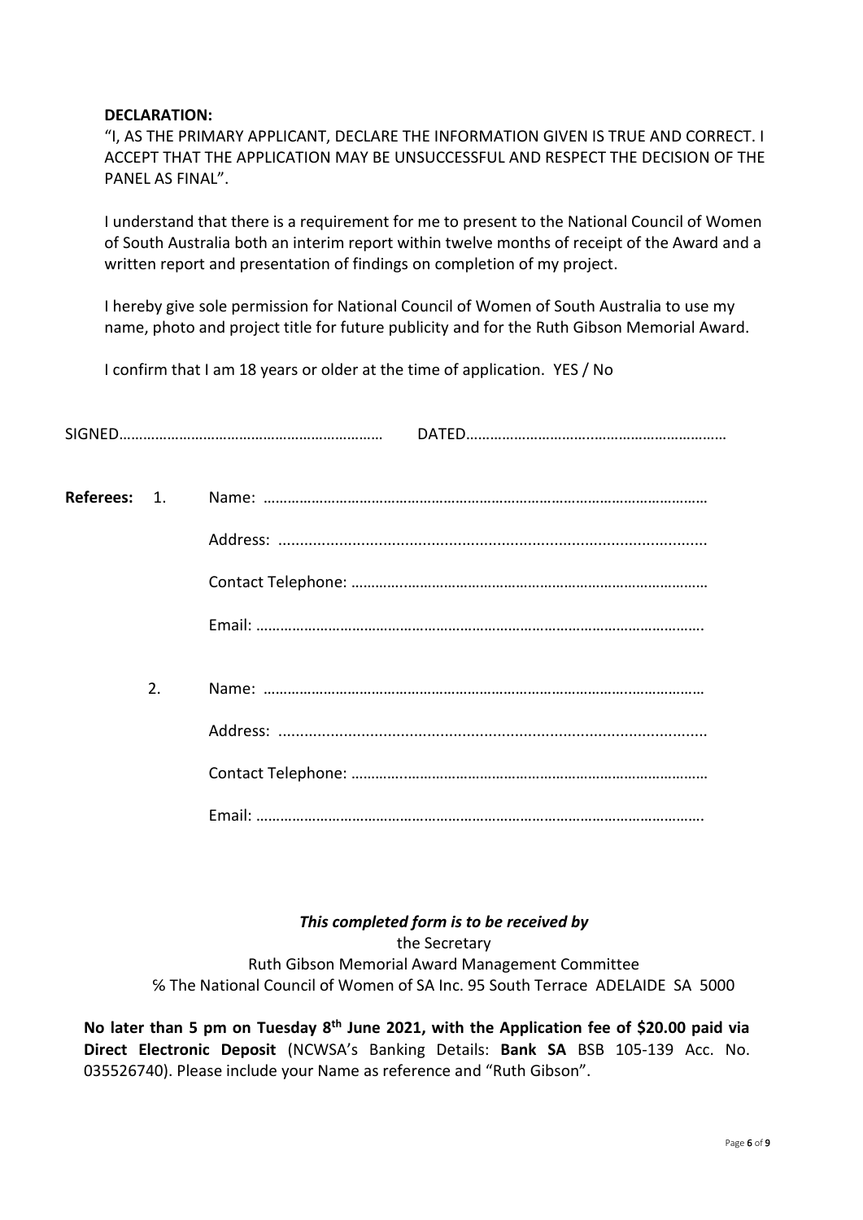**DECLARATION:**

"I, AS THE PRIMARY APPLICANT, DECLARE THE INFORMATION GIVEN IS TRUE AND CORRECT. I ACCEPT THAT THE APPLICATION MAY BE UNSUCCESSFUL AND RESPECT THE DECISION OF THE PANEL AS FINAL".

I understand that there is a requirement for me to present to the National Council of Women of South Australia both an interim report within twelve months of receipt of the Award and a written report and presentation of findings on completion of my project.

I hereby give sole permission for National Council of Women of South Australia to use my name, photo and project title for future publicity and for the Ruth Gibson Memorial Award.

I confirm that I am 18 years or older at the time of application. YES / No

SIGNED………………………………………………………… DATED…………………………………………………………

**Referees:** 1. Name: ………………………………………………………………………………………………

Address: ……………………………………………………………………………………………

Contact Telephone: ………………………………………………………………………………

Email: ………………………………………………………………………………………………

2. Name: ………………………………………………………………………………………………

Address: ……………………………………………………………………………………………

Contact Telephone: ………………………………………………………………………………

Email: ………………………………………………………………………………………………

***This completed form is to be received by***

the Secretary

Ruth Gibson Memorial Award Management Committee

℅ The National Council of Women of SA Inc. 95 South Terrace ADELAIDE SA 5000

**No later than 5 pm on Tuesday 8th June 2021, with the Application fee of $20.00 paid via Direct Electronic Deposit** (NCWSA's Banking Details: **Bank SA** BSB 105-139 Acc. No. 035526740). Please include your Name as reference and "Ruth Gibson".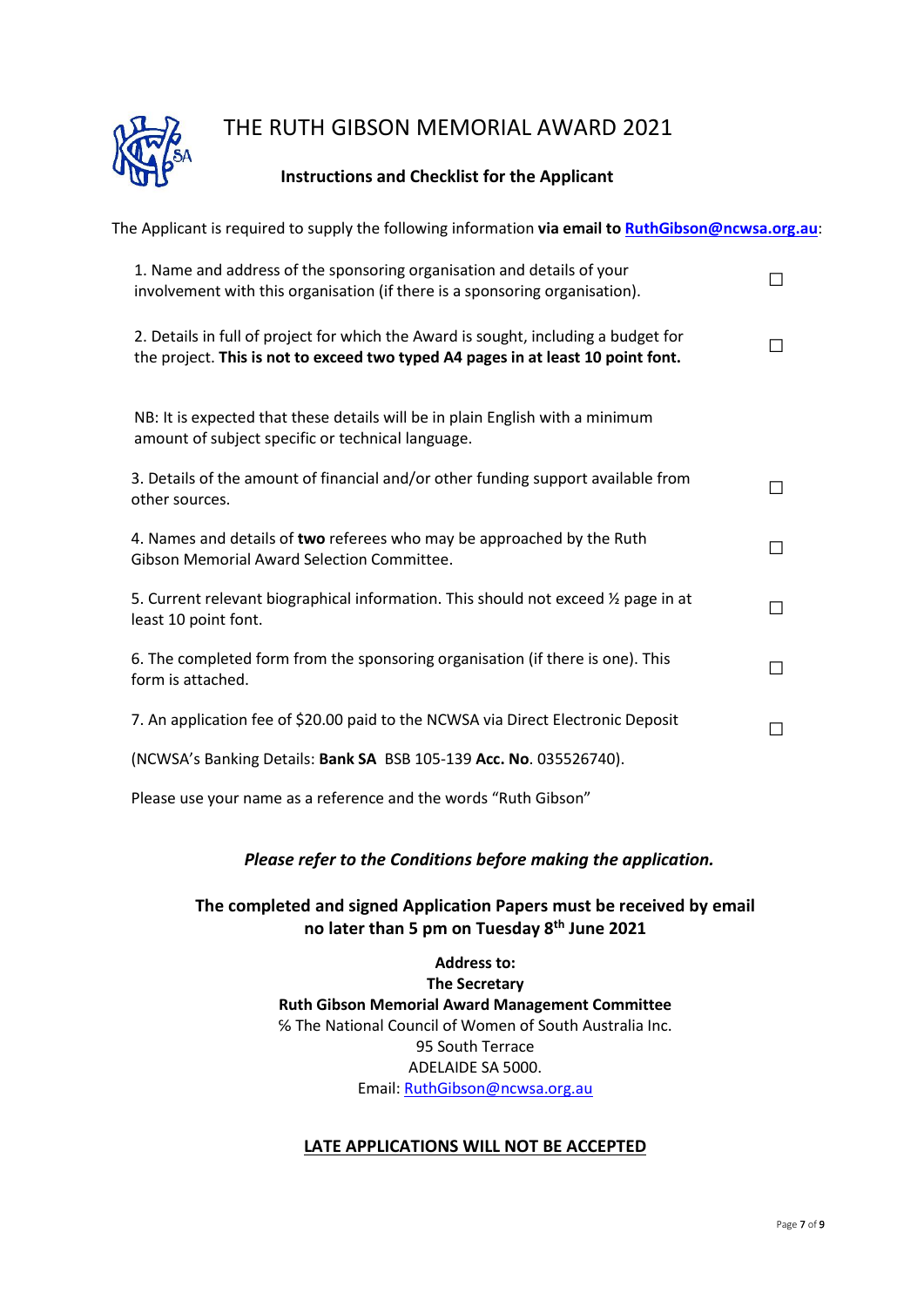# THE RUTH GIBSON MEMORIAL AWARD 2021

## Instructions and Checklist for the Applicant

The Applicant is required to supply the following information **via email to [RuthGibson@ncwsa.org.au](mailto:RuthGibson@ncwsa.org.au)**:

1. Name and address of the sponsoring organisation and details of your involvement with this organisation (if there is a sponsoring organisation). ☐

2. Details in full of project for which the Award is sought, including a budget for the project. **This is not to exceed two typed A4 pages in at least 10 point font.** ☐

   NB: It is expected that these details will be in plain English with a minimum amount of subject specific or technical language.

3. Details of the amount of financial and/or other funding support available from other sources. ☐

4. Names and details of **two** referees who may be approached by the Ruth Gibson Memorial Award Selection Committee. ☐

5. Current relevant biographical information. This should not exceed ½ page in at least 10 point font. ☐

6. The completed form from the sponsoring organisation (if there is one). This form is attached. ☐

7. An application fee of $20.00 paid to the NCWSA via Direct Electronic Deposit ☐

   (NCWSA's Banking Details: **Bank SA** BSB 105-139 **Acc. No**. 035526740).

   Please use your name as a reference and the words "Ruth Gibson"

***Please refer to the Conditions before making the application.***

**The completed and signed Application Papers must be received by email no later than 5 pm on Tuesday 8th June 2021**

**Address to:**
**The Secretary**
**Ruth Gibson Memorial Award Management Committee**
℅ The National Council of Women of South Australia Inc.
95 South Terrace
ADELAIDE SA 5000.
Email: [RuthGibson@ncwsa.org.au](mailto:RuthGibson@ncwsa.org.au)

**<u>LATE APPLICATIONS WILL NOT BE ACCEPTED</u>**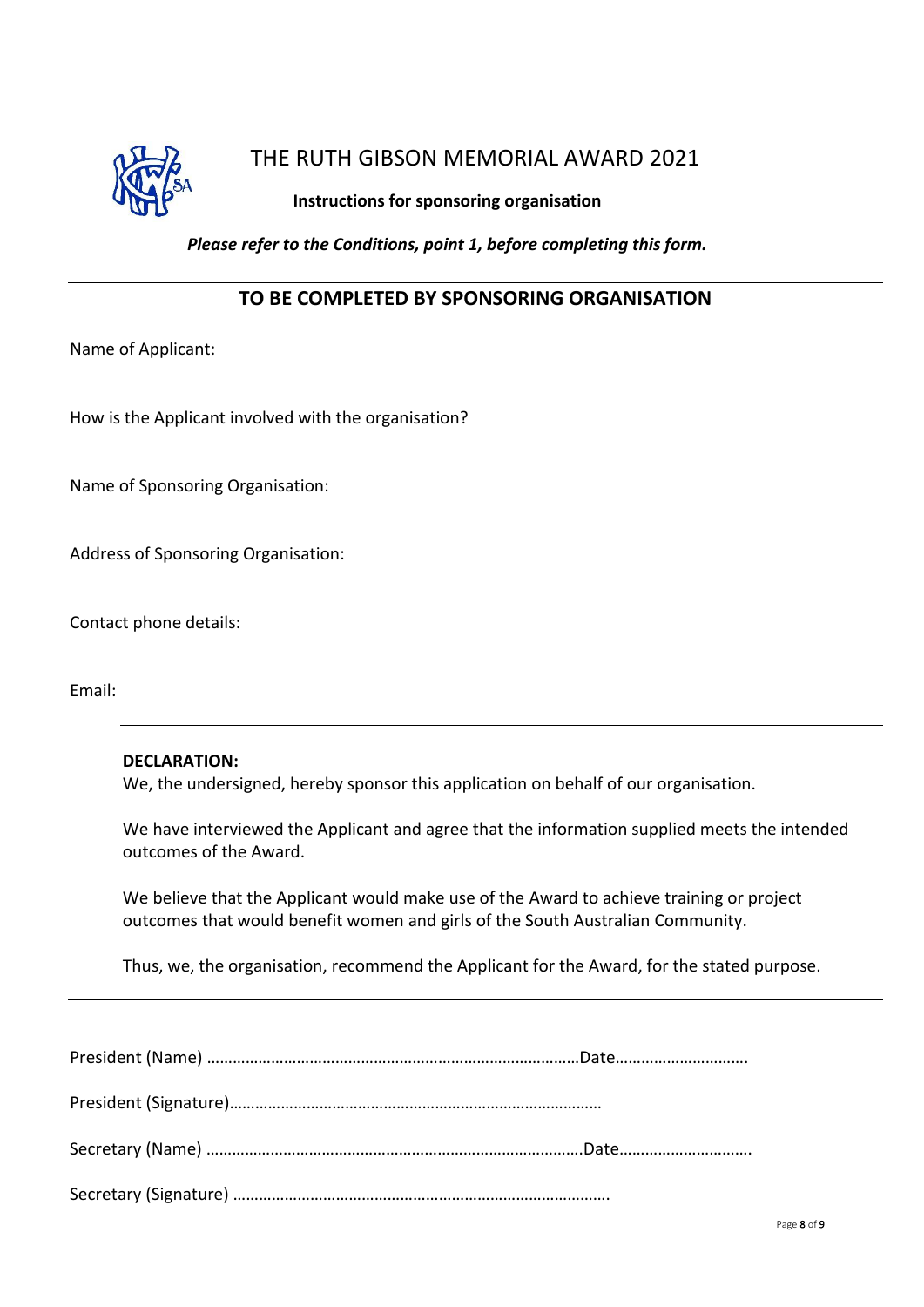# THE RUTH GIBSON MEMORIAL AWARD 2021

**Instructions for sponsoring organisation**

***Please refer to the Conditions, point 1, before completing this form.***

---

## TO BE COMPLETED BY SPONSORING ORGANISATION

Name of Applicant:

How is the Applicant involved with the organisation?

Name of Sponsoring Organisation:

Address of Sponsoring Organisation:

Contact phone details:

Email:

---

**DECLARATION:**

We, the undersigned, hereby sponsor this application on behalf of our organisation.

We have interviewed the Applicant and agree that the information supplied meets the intended outcomes of the Award.

We believe that the Applicant would make use of the Award to achieve training or project outcomes that would benefit women and girls of the South Australian Community.

Thus, we, the organisation, recommend the Applicant for the Award, for the stated purpose.

---

President (Name) ……………………………………………………………………………Date………………………….

President (Signature)……………………………………………………………………………

Secretary (Name) …………………………………………………………………………….Date………………………….

Secretary (Signature) …………………………………………………………………………….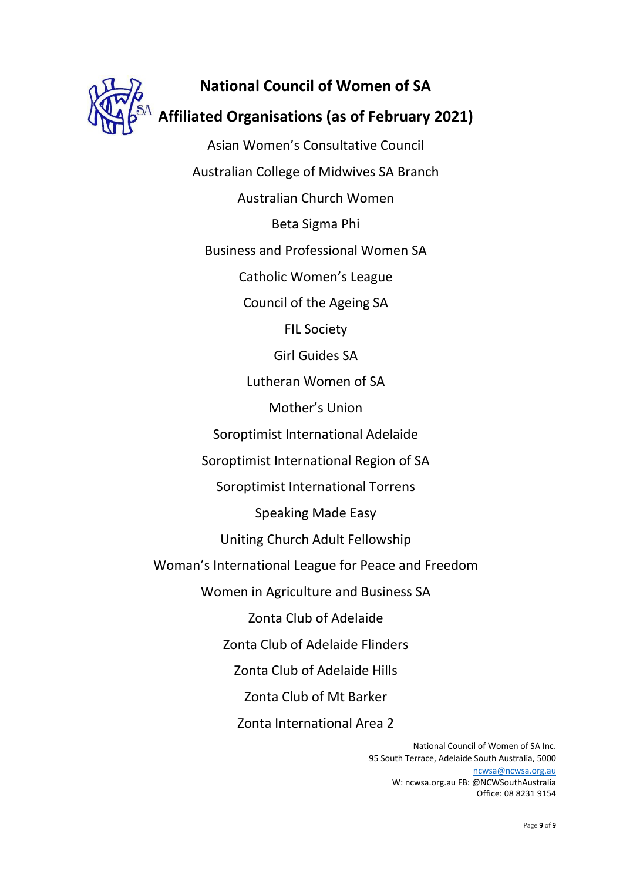# National Council of Women of SA

## Affiliated Organisations (as of February 2021)

Asian Women's Consultative Council

Australian College of Midwives SA Branch

Australian Church Women

Beta Sigma Phi

Business and Professional Women SA

Catholic Women's League

Council of the Ageing SA

FIL Society

Girl Guides SA

Lutheran Women of SA

Mother's Union

Soroptimist International Adelaide

Soroptimist International Region of SA

Soroptimist International Torrens

Speaking Made Easy

Uniting Church Adult Fellowship

Woman's International League for Peace and Freedom

Women in Agriculture and Business SA

Zonta Club of Adelaide

Zonta Club of Adelaide Flinders

Zonta Club of Adelaide Hills

Zonta Club of Mt Barker

Zonta International Area 2

National Council of Women of SA Inc.
95 South Terrace, Adelaide South Australia, 5000
ncwsa@ncwsa.org.au
W: ncwsa.org.au FB: @NCWSouthAustralia
Office: 08 8231 9154